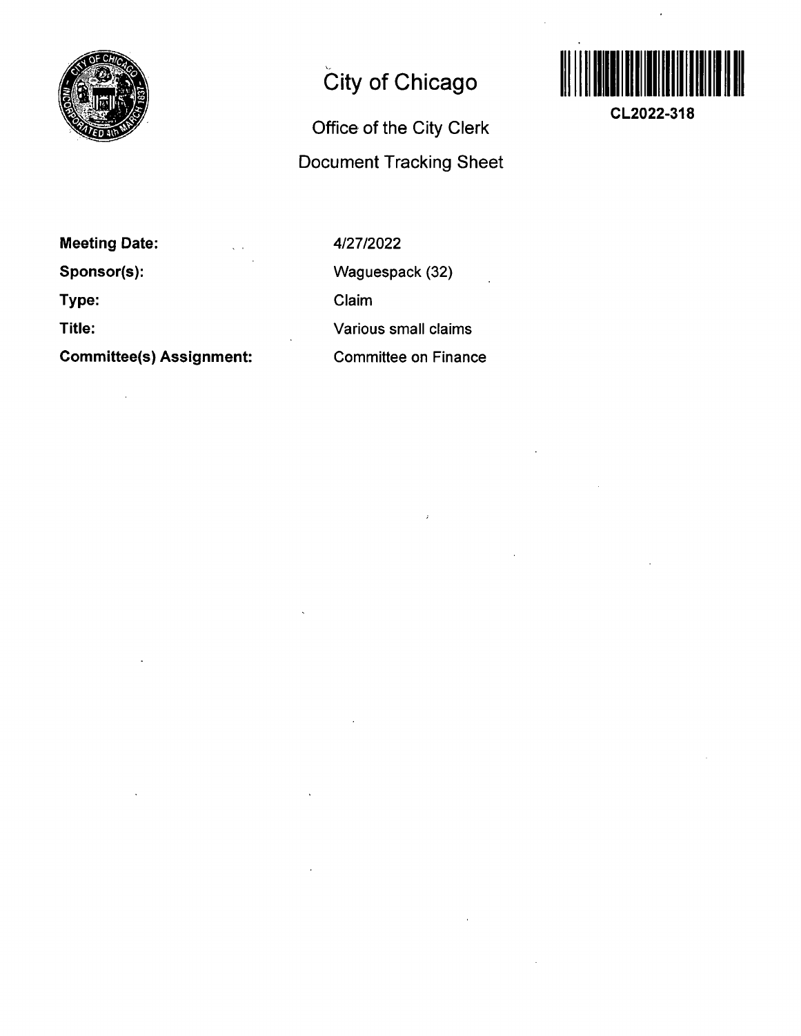# City of Chicago

## Office of the City Clerk

## Document Tracking Sheet

CL2022-318

**Meeting Date:** 4/27/2022

**Sponsor(s):** Waguespack (32)

**Type:** Claim

**Title:** Various small claims

**Committee(s) Assignment:** Committee on Finance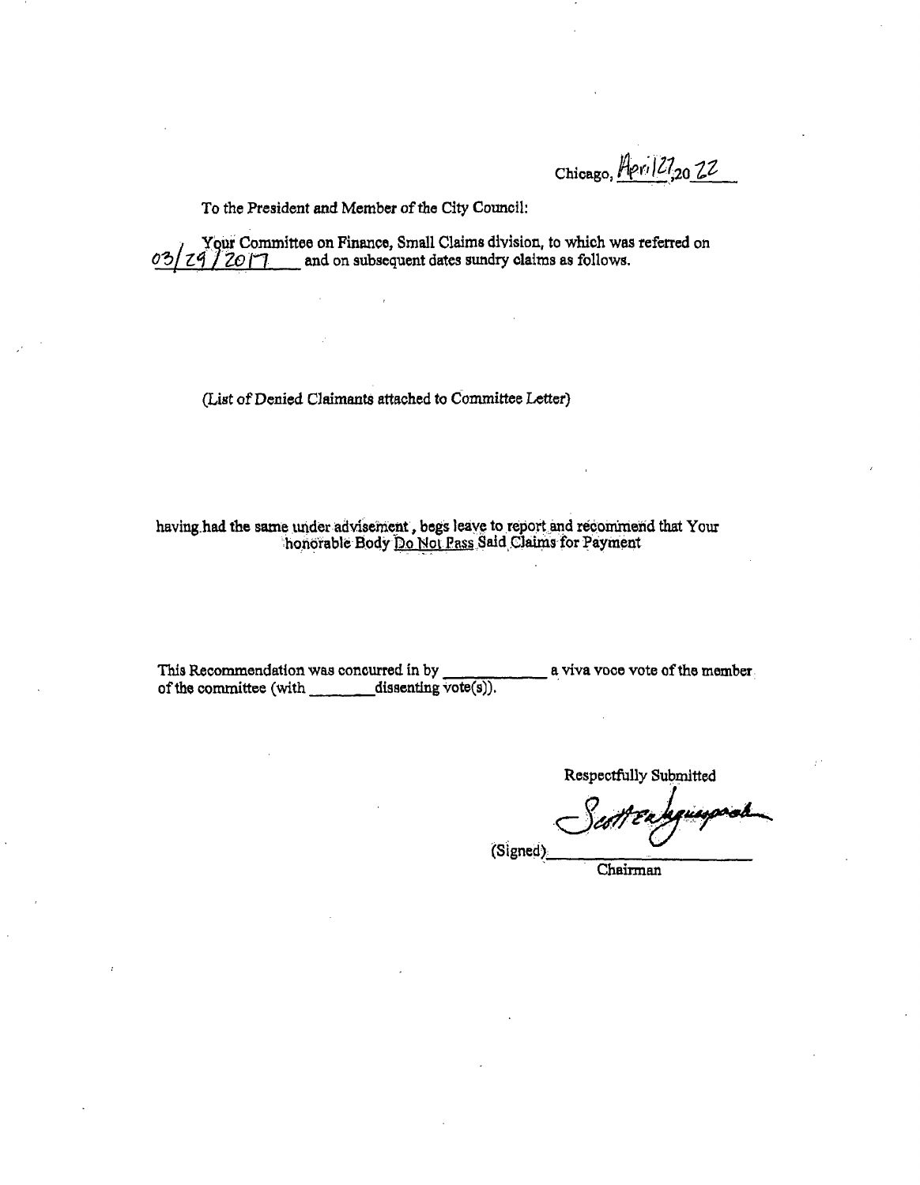Chicago, April 27, 20 22

To the President and Member of the City Council:

Your Committee on Finance, Small Claims division, to which was referred on 03/29/2017 and on subsequent dates sundry claims as follows.

(List of Denied Claimants attached to Committee Letter)

having had the same under advisement, begs leave to report and recommend that Your honorable Body Do Not Pass Said Claims for Payment

This Recommendation was concurred in by ____________ a viva voce vote of the member of the committee (with ________ dissenting vote(s)).

Respectfully Submitted

(Signed) Scott Waguespack

Chairman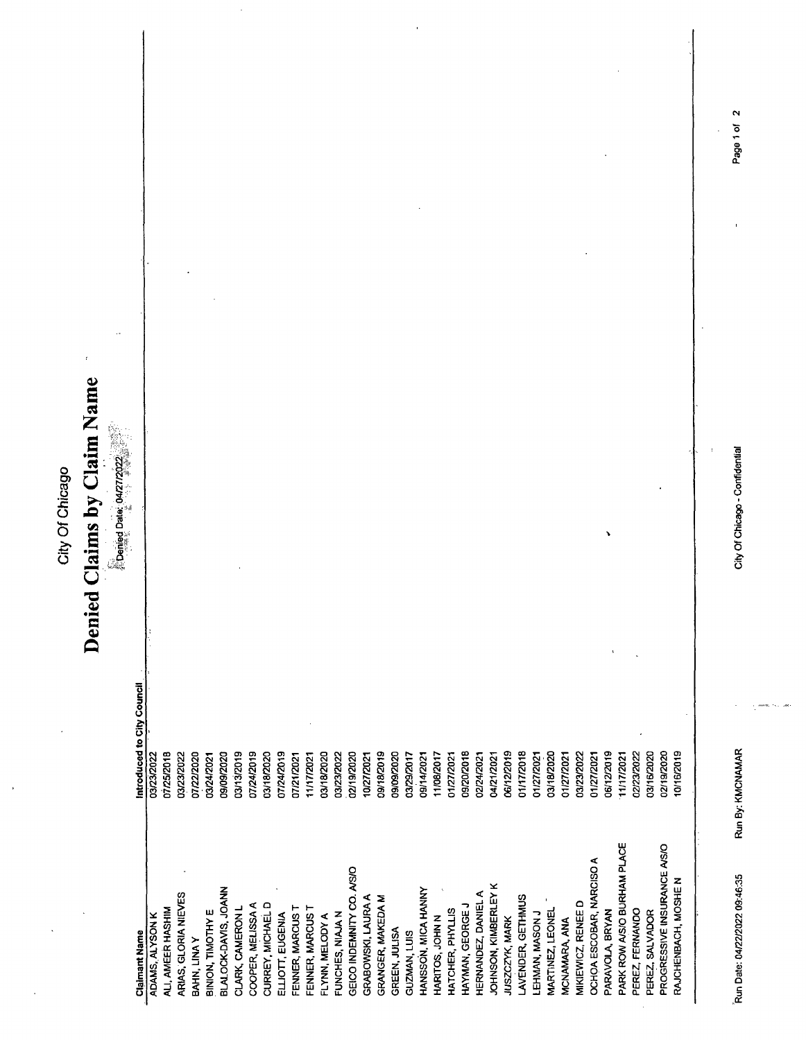City Of Chicago

# Denied Claims by Claim Name

Denied Date: 04/27/2022

| Claimant Name | Introduced to City Council |
|---|---|
| ADAMS, ALYSON K | 03/23/2022 |
| ALI, AMEER HASHIM | 07/25/2018 |
| ARIAS, GLORIA NIEVES | 03/23/2022 |
| BAHN, LINA Y | 07/22/2020 |
| BINION, TIMOTHY E | 03/24/2021 |
| BLALOCK-DAVIS, JOANN | 09/09/2020 |
| CLARK, CAMERON L | 03/13/2019 |
| COOPER, MELISSA A | 07/24/2019 |
| CURREY, MICHAEL D | 03/18/2020 |
| ELLIOTT, EUGENIA | 07/24/2019 |
| FENNER, MARCUS T | 07/21/2021 |
| FENNER, MARCUS T | 11/17/2021 |
| FLYNN, MELODY A | 03/18/2020 |
| FUNCHES, NIAJA N | 03/23/2022 |
| GEICO INDEMNITY CO. A/S/O | 02/19/2020 |
| GRABOWSKI, LAURA A | 10/27/2021 |
| GRANGER, MAKEDA M | 09/18/2019 |
| GREEN, JULISA | 09/09/2020 |
| GUZMAN, LUIS | 03/29/2017 |
| HANSSON, MICA HANNY | 09/14/2021 |
| HARITOS, JOHN N | 11/08/2017 |
| HATCHER, PHYLLIS | 01/27/2021 |
| HAYMAN, GEORGE J | 09/20/2018 |
| HERNANDEZ, DANIEL A | 02/24/2021 |
| JOHNSON, KIMBERLEY K | 04/21/2021 |
| JUSZCZYK, MARK | 06/12/2019 |
| LAVENDER, GETHMUS | 01/17/2018 |
| LEHMAN, MASON J | 01/27/2021 |
| MARTINEZ, LEONEL | 03/18/2020 |
| MCNAMARA, ANA | 01/27/2021 |
| MIKIEWICZ, RENEE D | 03/23/2022 |
| OCHOA ESCOBAR, NARCISO A | 01/27/2021 |
| PARAVOLA, BRYAN | 06/12/2019 |
| PARK ROW A/S/O BURHAM PLACE | 11/17/2021 |
| PEREZ, FERNANDO | 02/23/2022 |
| PEREZ, SALVADOR | 03/16/2020 |
| PROGRESSIVE INSURANCE A/S/O | 02/19/2020 |
| RAJCHENBACH, MOSHE N | 10/16/2019 |

Run Date: 04/22/2022 09:46:35 Run By: KMCNAMAR City Of Chicago - Confidential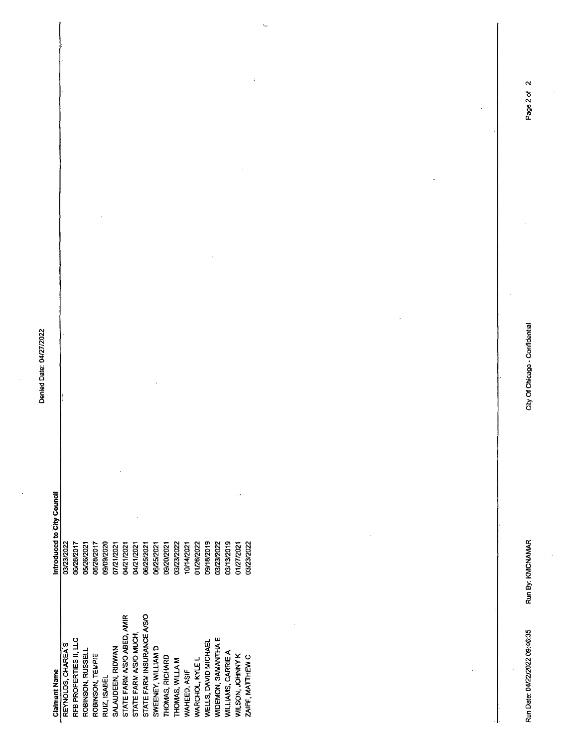Denied Date: 04/27/2022

| Claimant Name | Introduced to City Council |
| --- | --- |
| REYNOLDS, CHAREA S | 03/23/2022 |
| RFB PROPERTIES II, LLC | 06/28/2017 |
| ROBINSON, RUSSELL | 05/26/2021 |
| ROBINSON, TEMPIE | 06/28/2017 |
| RUIZ, ISABEL | 09/09/2020 |
| SALAUDEEN, RIDWAN | 07/21/2021 |
| STATE FARM A/S/O ABED, AMIR | 04/21/2021 |
| STATE FARM A/S/O MUCH, | 04/21/2021 |
| STATE FARM INSURANCE A/S/O | 06/25/2021 |
| SWEENEY, WILLIAM D | 06/25/2021 |
| THOMAS, RICHARD | 09/20/2021 |
| THOMAS, WILLA M | 03/23/2022 |
| WAHEED, ASIF | 10/14/2021 |
| WARCHOL, KYLE L | 01/26/2022 |
| WELLS, DAVID MICHAEL | 09/18/2019 |
| WIDEMON, SAMANTHA E | 03/23/2022 |
| WILLIAMS, CARRIE A | 03/13/2019 |
| WILSON, JOHNNY K | 01/27/2021 |
| ZAIFF, MATTHEW C | 03/23/2022 |

Run Date: 04/22/2022 09:46:35 Run By: KMCNAMAR City Of Chicago - Confidential